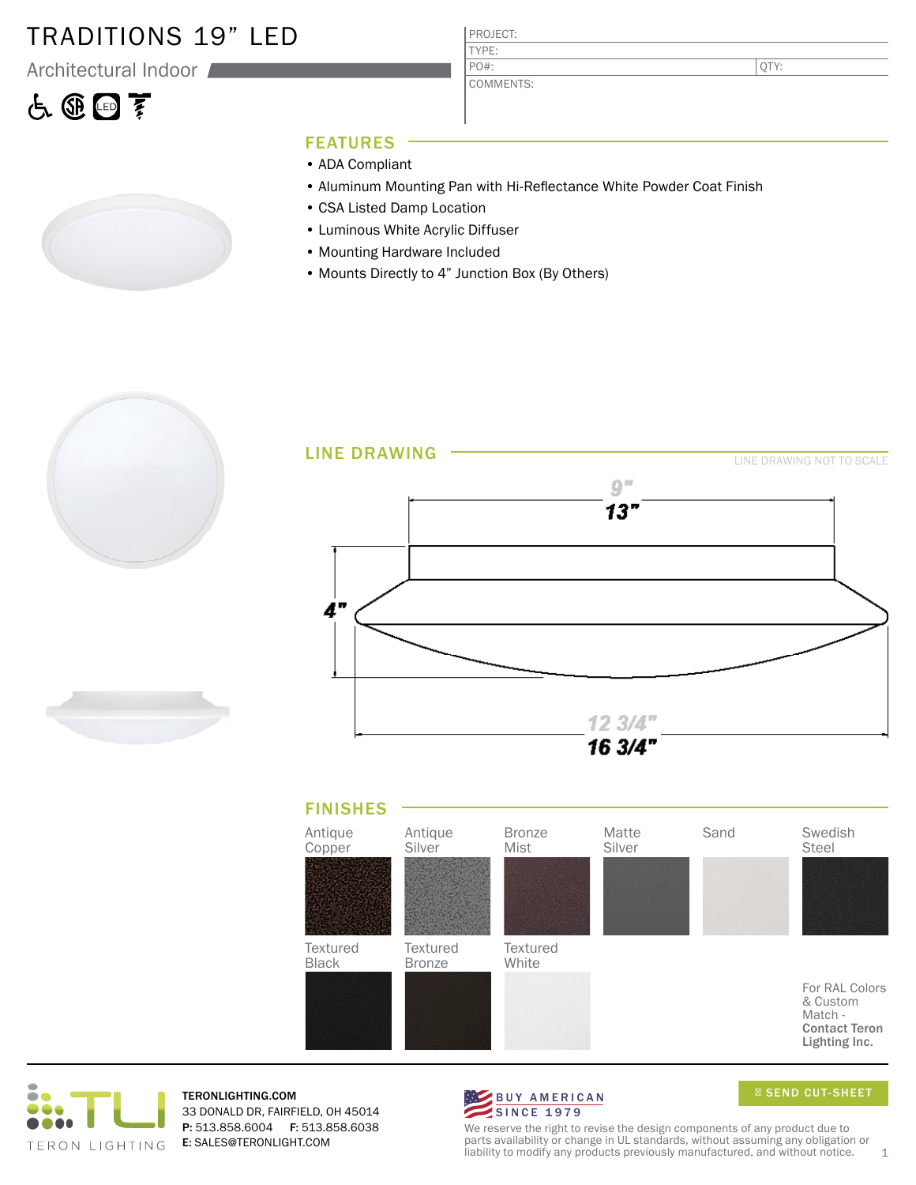# TRADITIONS 19" LED

Architectural Indoor

| PROJECT: | |
|---|---|
| TYPE: | |
| PO#: | QTY: |
| COMMENTS: | |

## FEATURES

- ADA Compliant
- Aluminum Mounting Pan with Hi-Reflectance White Powder Coat Finish
- CSA Listed Damp Location
- Luminous White Acrylic Diffuser
- Mounting Hardware Included
- Mounts Directly to 4" Junction Box (By Others)

## LINE DRAWING

LINE DRAWING NOT TO SCALE

9"
13"
4"
12 3/4"
16 3/4"

## FINISHES

Antique Copper, Antique Silver, Bronze Mist, Matte Silver, Sand, Swedish Steel

Textured Black, Textured Bronze, Textured White

For RAL Colors & Custom Match - **Contact Teron Lighting Inc.**

TERON LIGHTING

TERONLIGHTING.COM
33 DONALD DR, FAIRFIELD, OH 45014
**P:** 513.858.6004 **F:** 513.858.6038
**E:** SALES@TERONLIGHT.COM

BUY AMERICAN SINCE 1979

SEND CUT-SHEET

We reserve the right to revise the design components of any product due to parts availability or change in UL standards, without assuming any obligation or liability to modify any products previously manufactured, and without notice.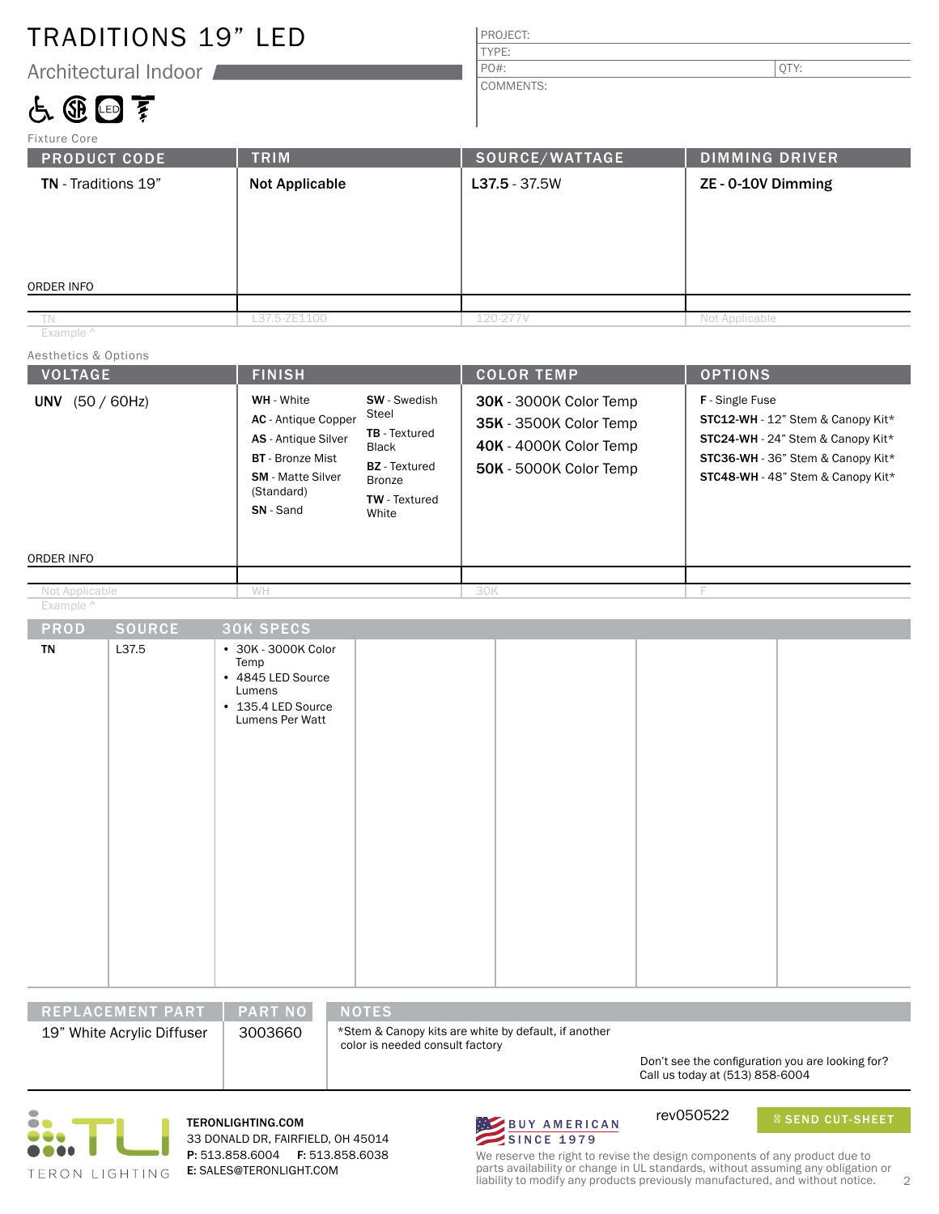# TRADITIONS 19” LED

## Architectural Indoor

| PROJECT: | |
|---|---|
| TYPE: | |
| PO#: | QTY: |
| COMMENTS: | |

Fixture Core

| PRODUCT CODE | TRIM | SOURCE/WATTAGE | DIMMING DRIVER |
|---|---|---|---|
| **TN** - Traditions 19” | **Not Applicable** | **L37.5** - 37.5W | **ZE - 0-10V Dimming** |
| ORDER INFO | | | |
| TN | L37.5-ZE1100 | 120-277V | Not Applicable |

Example ^

Aesthetics & Options

| VOLTAGE | FINISH | COLOR TEMP | OPTIONS |
|---|---|---|---|
| **UNV** (50 / 60Hz) | **WH** - White<br>**AC** - Antique Copper<br>**AS** - Antique Silver<br>**BT** - Bronze Mist<br>**SM** - Matte Silver (Standard)<br>**SN** - Sand<br>**SW** - Swedish Steel<br>**TB** - Textured Black<br>**BZ** - Textured Bronze<br>**TW** - Textured White | **30K** - 3000K Color Temp<br>**35K** - 3500K Color Temp<br>**40K** - 4000K Color Temp<br>**50K** - 5000K Color Temp | **F** - Single Fuse<br>**STC12-WH** - 12” Stem & Canopy Kit*<br>**STC24-WH** - 24” Stem & Canopy Kit*<br>**STC36-WH** - 36” Stem & Canopy Kit*<br>**STC48-WH** - 48” Stem & Canopy Kit* |
| ORDER INFO | | | |
| Not Applicable | WH | 30K | F |

Example ^

| PROD | SOURCE | 30K SPECS |
|---|---|---|
| TN | L37.5 | • 30K - 3000K Color Temp<br>• 4845 LED Source Lumens<br>• 135.4 LED Source Lumens Per Watt |

| REPLACEMENT PART | PART NO | NOTES |
|---|---|---|
| 19” White Acrylic Diffuser | 3003660 | *Stem & Canopy kits are white by default, if another color is needed consult factory |

Don’t see the configuration you are looking for? Call us today at (513) 858-6004

TERON LIGHTING

**TERONLIGHTING.COM**
33 DONALD DR, FAIRFIELD, OH 45014
**P:** 513.858.6004 **F:** 513.858.6038
**E:** SALES@TERONLIGHT.COM

BUY AMERICAN SINCE 1979

rev050522

SEND CUT-SHEET

We reserve the right to revise the design components of any product due to parts availability or change in UL standards, without assuming any obligation or liability to modify any products previously manufactured, and without notice.